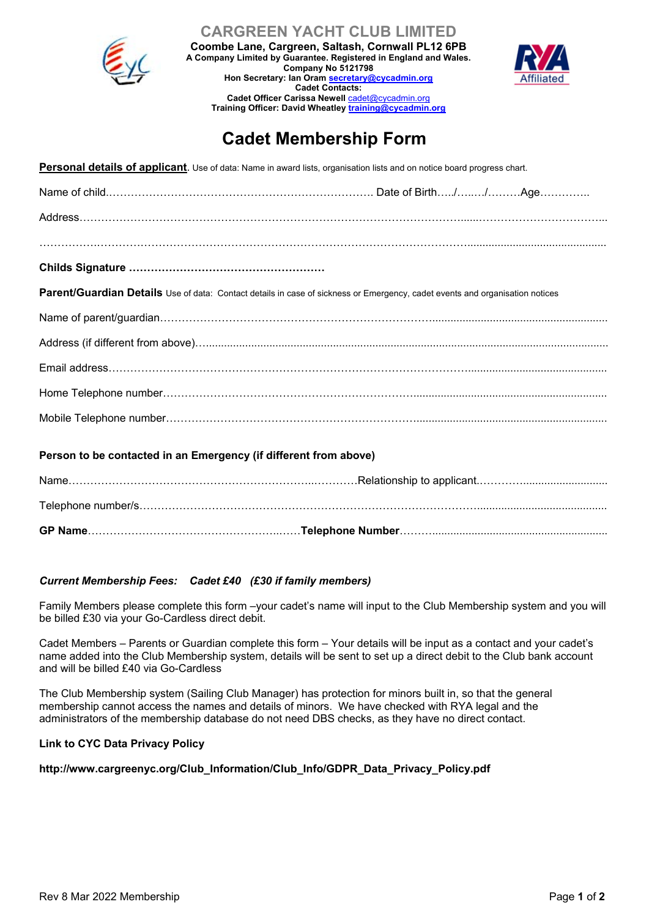# CARGREEN YACHT CLUB LIMITED

**Coombe Lane, Cargreen, Saltash, Cornwall PL12 6PB**
**A Company Limited by Guarantee. Registered in England and Wales.**
**Company No 5121798**
**Hon Secretary: Ian Oram secretary@cycadmin.org**
**Cadet Contacts:**
**Cadet Officer Carissa Newell** cadet@cycadmin.org
**Training Officer: David Wheatley training@cycadmin.org**

## Cadet Membership Form

**Personal details of applicant**. Use of data: Name in award lists, organisation lists and on notice board progress chart.

Name of child.……………………………………………………………… Date of Birth…../…..../………Age………….

Address…………………………………………………………………………………………......………………………………...

………………………………………………………………………………………………………………...........................................

**Childs Signature ………………………………………………**

**Parent/Guardian Details** Use of data: Contact details in case of sickness or Emergency, cadet events and organisation notices

Name of parent/guardian…………………………………………………………………........................................................

Address (if different from above)…..........................................................................................................................

Email address……………………………………………………………………………………...............................................

Home Telephone number…………………………………………………………….................................................................

Mobile Telephone number……………………………………………………………..............................................................

**Person to be contacted in an Emergency (if different from above)**

Name…………………………………………………………...…………Relationship to applicant.………….............................

Telephone number/s……………………………………………………………………………….............................................

**GP Name**…………………………………………...……**Telephone Number**……….........................................................

***Current Membership Fees: Cadet £40 (£30 if family members)***

Family Members please complete this form –your cadet's name will input to the Club Membership system and you will be billed £30 via your Go-Cardless direct debit.

Cadet Members – Parents or Guardian complete this form – Your details will be input as a contact and your cadet's name added into the Club Membership system, details will be sent to set up a direct debit to the Club bank account and will be billed £40 via Go-Cardless

The Club Membership system (Sailing Club Manager) has protection for minors built in, so that the general membership cannot access the names and details of minors. We have checked with RYA legal and the administrators of the membership database do not need DBS checks, as they have no direct contact.

**Link to CYC Data Privacy Policy**

**http://www.cargreenyc.org/Club_Information/Club_Info/GDPR_Data_Privacy_Policy.pdf**

Rev 8 Mar 2022 Membership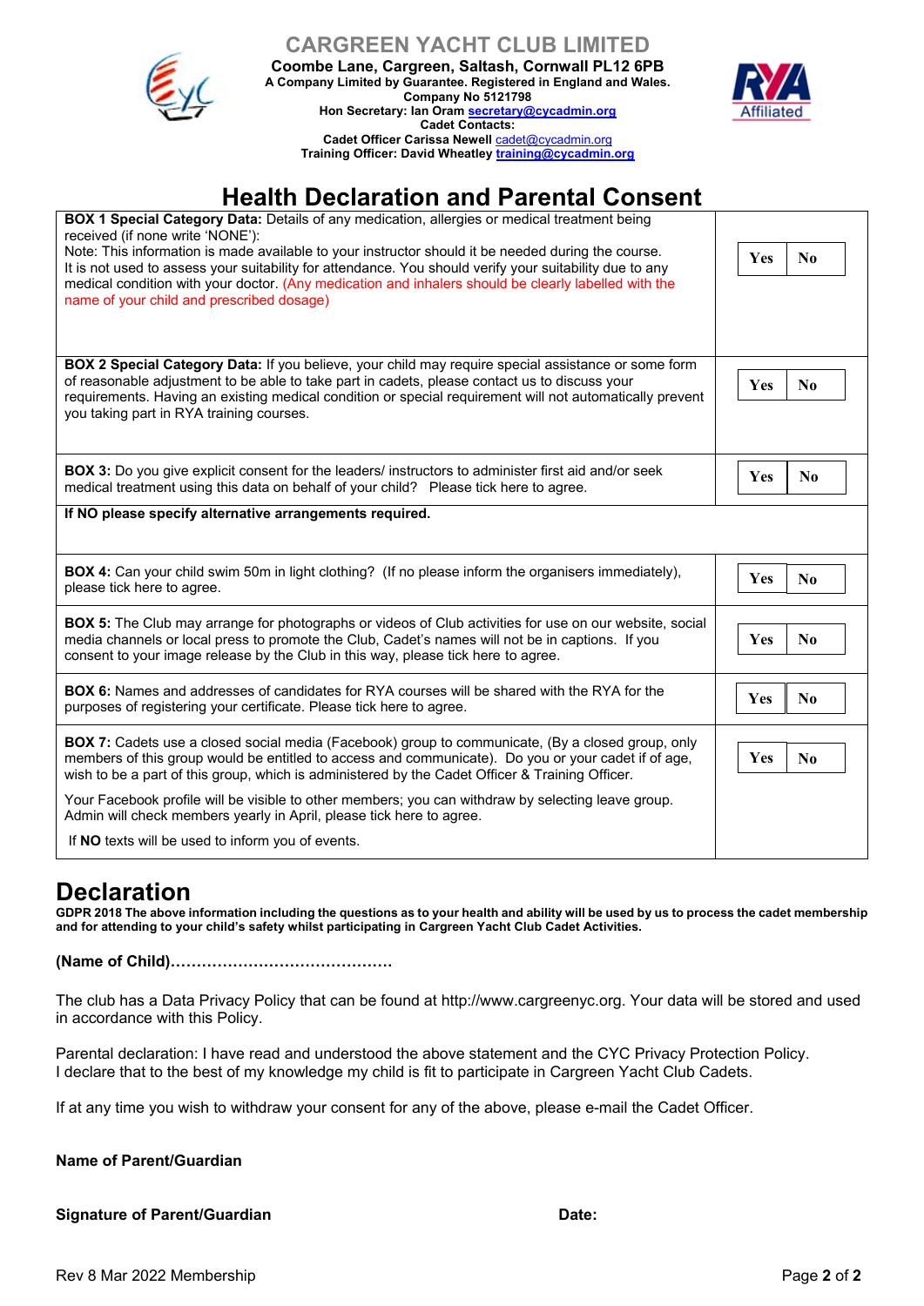# CARGREEN YACHT CLUB LIMITED

**Coombe Lane, Cargreen, Saltash, Cornwall PL12 6PB**
**A Company Limited by Guarantee. Registered in England and Wales.**
**Company No 5121798**
**Hon Secretary: Ian Oram secretary@cycadmin.org**
**Cadet Contacts:**
**Cadet Officer Carissa Newell cadet@cycadmin.org**
**Training Officer: David Wheatley training@cycadmin.org**

RYA Affiliated

## Health Declaration and Parental Consent

| | |
|---|---|
| **BOX 1 Special Category Data:** Details of any medication, allergies or medical treatment being received (if none write 'NONE'):<br>Note: This information is made available to your instructor should it be needed during the course. It is not used to assess your suitability for attendance. You should verify your suitability due to any medical condition with your doctor. (Any medication and inhalers should be clearly labelled with the name of your child and prescribed dosage) | Yes / No |
| **BOX 2 Special Category Data:** If you believe, your child may require special assistance or some form of reasonable adjustment to be able to take part in cadets, please contact us to discuss your requirements. Having an existing medical condition or special requirement will not automatically prevent you taking part in RYA training courses. | Yes / No |
| **BOX 3:** Do you give explicit consent for the leaders/ instructors to administer first aid and/or seek medical treatment using this data on behalf of your child? Please tick here to agree. | Yes / No |
| **If NO please specify alternative arrangements required.** | |
| **BOX 4:** Can your child swim 50m in light clothing? (If no please inform the organisers immediately), please tick here to agree. | Yes / No |
| **BOX 5:** The Club may arrange for photographs or videos of Club activities for use on our website, social media channels or local press to promote the Club, Cadet's names will not be in captions. If you consent to your image release by the Club in this way, please tick here to agree. | Yes / No |
| **BOX 6:** Names and addresses of candidates for RYA courses will be shared with the RYA for the purposes of registering your certificate. Please tick here to agree. | Yes / No |
| **BOX 7:** Cadets use a closed social media (Facebook) group to communicate, (By a closed group, only members of this group would be entitled to access and communicate). Do you or your cadet if of age, wish to be a part of this group, which is administered by the Cadet Officer & Training Officer.<br>Your Facebook profile will be visible to other members; you can withdraw by selecting leave group. Admin will check members yearly in April, please tick here to agree.<br>If **NO** texts will be used to inform you of events. | Yes / No |

# Declaration

**GDPR 2018 The above information including the questions as to your health and ability will be used by us to process the cadet membership and for attending to your child's safety whilst participating in Cargreen Yacht Club Cadet Activities.**

**(Name of Child)……………………………………**

The club has a Data Privacy Policy that can be found at http://www.cargreenyc.org. Your data will be stored and used in accordance with this Policy.

Parental declaration: I have read and understood the above statement and the CYC Privacy Protection Policy.
I declare that to the best of my knowledge my child is fit to participate in Cargreen Yacht Club Cadets.

If at any time you wish to withdraw your consent for any of the above, please e-mail the Cadet Officer.

**Name of Parent/Guardian**

**Signature of Parent/Guardian** **Date:**

Rev 8 Mar 2022 Membership